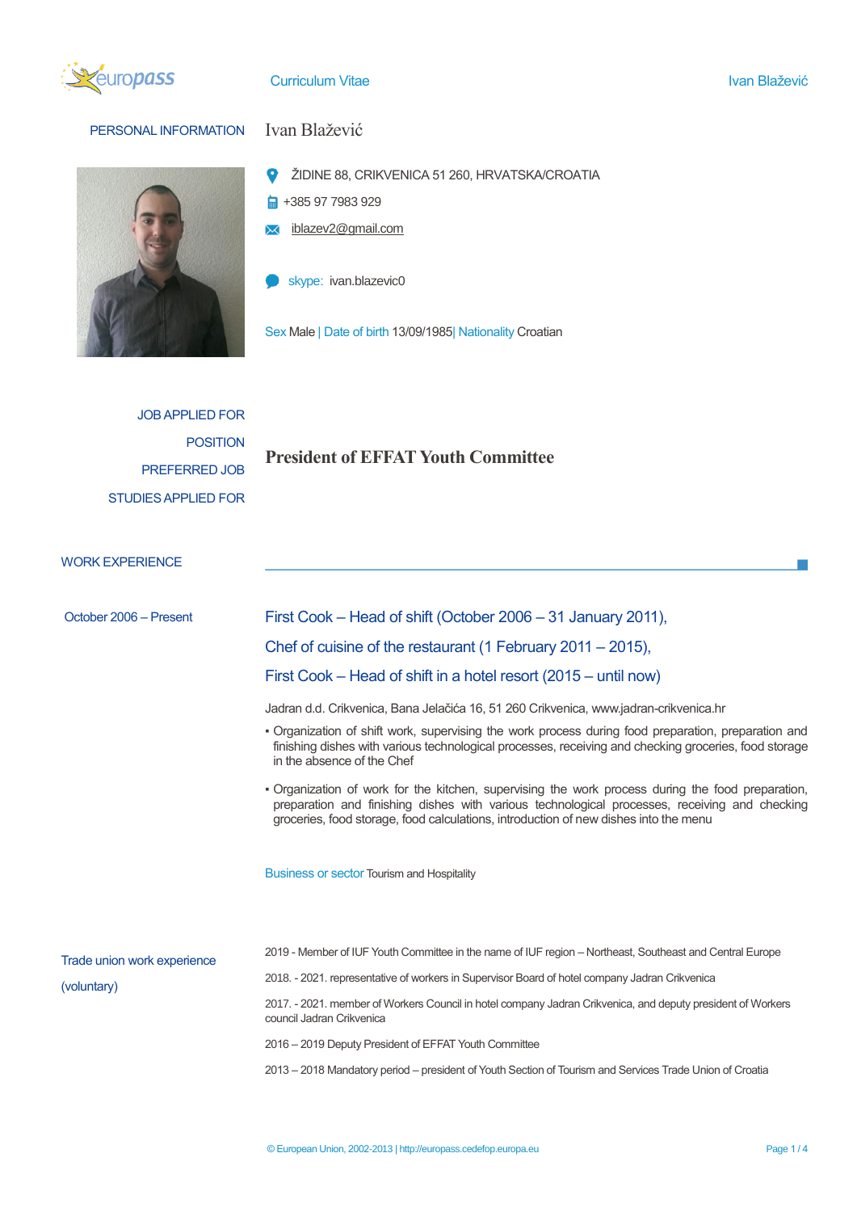Curriculum Vitae

## PERSONAL INFORMATION

**Ivan Blažević**

ŽIDINE 88, CRIKVENICA 51 260, HRVATSKA/CROATIA

+385 97 7983 929

iblazev2@gmail.com

skype: ivan.blazevic0

Sex Male | Date of birth 13/09/1985| Nationality Croatian

JOB APPLIED FOR
POSITION
PREFERRED JOB
STUDIES APPLIED FOR

**President of EFFAT Youth Committee**

## WORK EXPERIENCE

October 2006 – Present

### First Cook – Head of shift (October 2006 – 31 January 2011),
### Chef of cuisine of the restaurant (1 February 2011 – 2015),
### First Cook – Head of shift in a hotel resort (2015 – until now)

Jadran d.d. Crikvenica, Bana Jelačića 16, 51 260 Crikvenica, www.jadran-crikvenica.hr

- Organization of shift work, supervising the work process during food preparation, preparation and finishing dishes with various technological processes, receiving and checking groceries, food storage in the absence of the Chef
- Organization of work for the kitchen, supervising the work process during the food preparation, preparation and finishing dishes with various technological processes, receiving and checking groceries, food storage, food calculations, introduction of new dishes into the menu

Business or sector Tourism and Hospitality

Trade union work experience (voluntary)

2019 - Member of IUF Youth Committee in the name of IUF region – Northeast, Southeast and Central Europe

2018. - 2021. representative of workers in Supervisor Board of hotel company Jadran Crikvenica

2017. - 2021. member of Workers Council in hotel company Jadran Crikvenica, and deputy president of Workers council Jadran Crikvenica

2016 – 2019 Deputy President of EFFAT Youth Committee

2013 – 2018 Mandatory period – president of Youth Section of Tourism and Services Trade Union of Croatia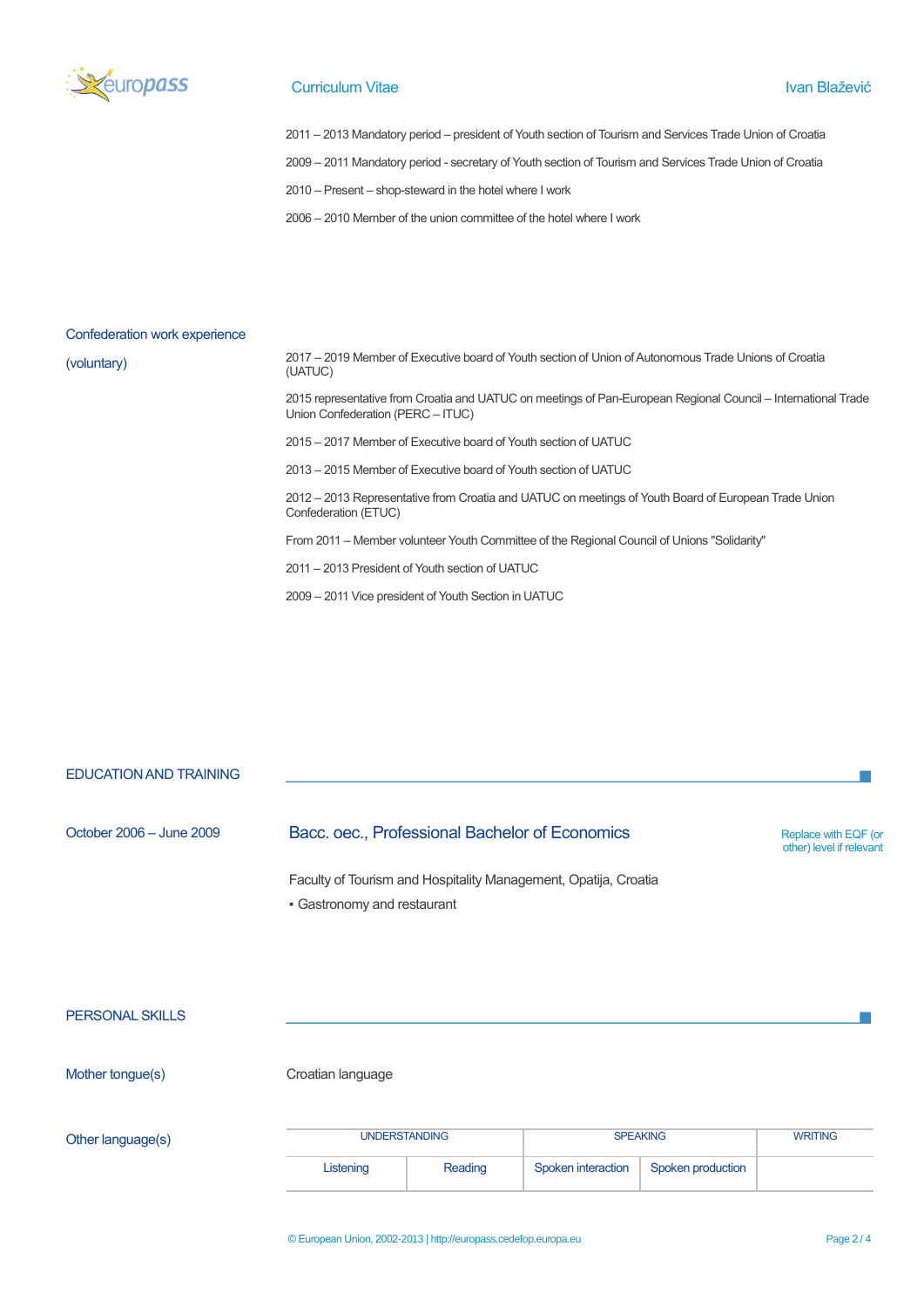2011 – 2013 Mandatory period – president of Youth section of Tourism and Services Trade Union of Croatia

2009 – 2011 Mandatory period - secretary of Youth section of Tourism and Services Trade Union of Croatia

2010 – Present – shop-steward in the hotel where I work

2006 – 2010 Member of the union committee of the hotel where I work

## Confederation work experience (voluntary)

2017 – 2019 Member of Executive board of Youth section of Union of Autonomous Trade Unions of Croatia (UATUC)

2015 representative from Croatia and UATUC on meetings of Pan-European Regional Council – International Trade Union Confederation (PERC – ITUC)

2015 – 2017 Member of Executive board of Youth section of UATUC

2013 – 2015 Member of Executive board of Youth section of UATUC

2012 – 2013 Representative from Croatia and UATUC on meetings of Youth Board of European Trade Union Confederation (ETUC)

From 2011 – Member volunteer Youth Committee of the Regional Council of Unions "Solidarity"

2011 – 2013 President of Youth section of UATUC

2009 – 2011 Vice president of Youth Section in UATUC

## EDUCATION AND TRAINING

October 2006 – June 2009

### Bacc. oec., Professional Bachelor of Economics

Replace with EQF (or other) level if relevant

Faculty of Tourism and Hospitality Management, Opatija, Croatia

- Gastronomy and restaurant

## PERSONAL SKILLS

Mother tongue(s): Croatian language

Other language(s)

| UNDERSTANDING | | SPEAKING | | WRITING |
|---|---|---|---|---|
| Listening | Reading | Spoken interaction | Spoken production | |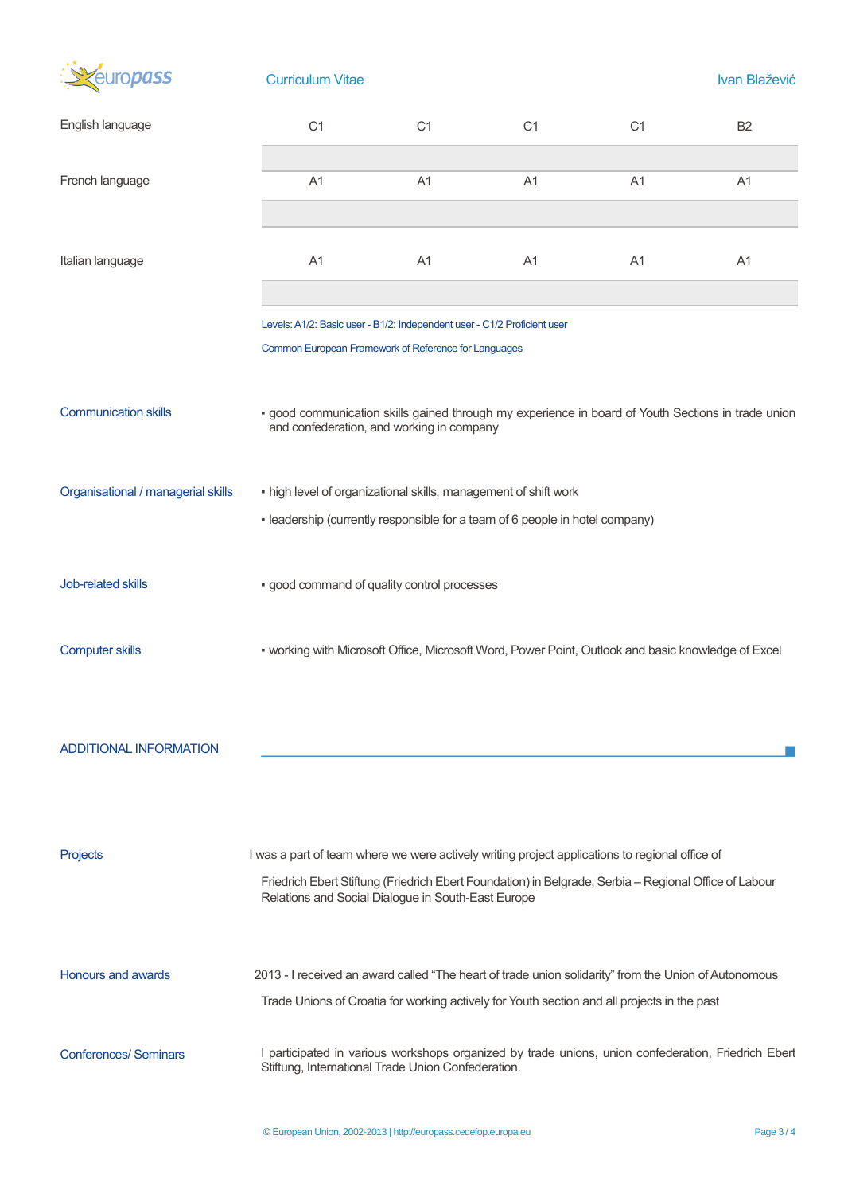| | | | | | |
|---|---|---|---|---|---|
| English language | C1 | C1 | C1 | C1 | B2 |
| French language | A1 | A1 | A1 | A1 | A1 |
| Italian language | A1 | A1 | A1 | A1 | A1 |

Levels: A1/2: Basic user - B1/2: Independent user - C1/2 Proficient user

Common European Framework of Reference for Languages

**Communication skills**

- good communication skills gained through my experience in board of Youth Sections in trade union and confederation, and working in company

**Organisational / managerial skills**

- high level of organizational skills, management of shift work
- leadership (currently responsible for a team of 6 people in hotel company)

**Job-related skills**

- good command of quality control processes

**Computer skills**

- working with Microsoft Office, Microsoft Word, Power Point, Outlook and basic knowledge of Excel

## ADDITIONAL INFORMATION

**Projects**

I was a part of team where we were actively writing project applications to regional office of

Friedrich Ebert Stiftung (Friedrich Ebert Foundation) in Belgrade, Serbia – Regional Office of Labour Relations and Social Dialogue in South-East Europe

**Honours and awards**

2013 - I received an award called "The heart of trade union solidarity" from the Union of Autonomous

Trade Unions of Croatia for working actively for Youth section and all projects in the past

**Conferences/ Seminars**

I participated in various workshops organized by trade unions, union confederation, Friedrich Ebert Stiftung, International Trade Union Confederation.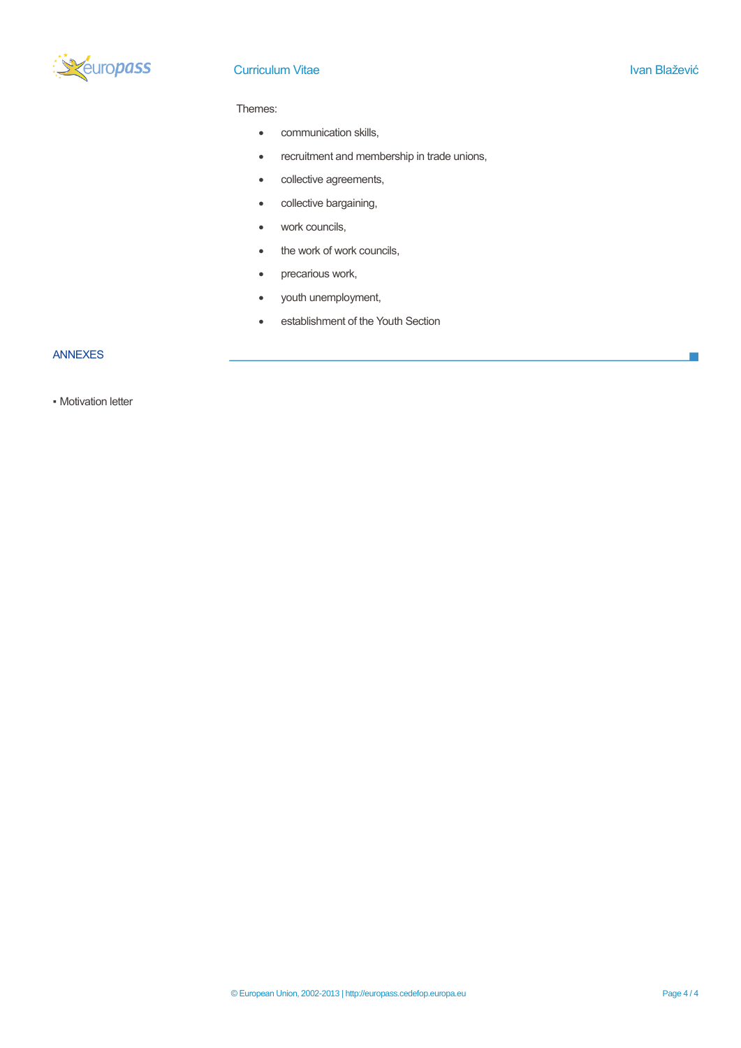Themes:

- communication skills,
- recruitment and membership in trade unions,
- collective agreements,
- collective bargaining,
- work councils,
- the work of work councils,
- precarious work,
- youth unemployment,
- establishment of the Youth Section

## ANNEXES

▪ Motivation letter